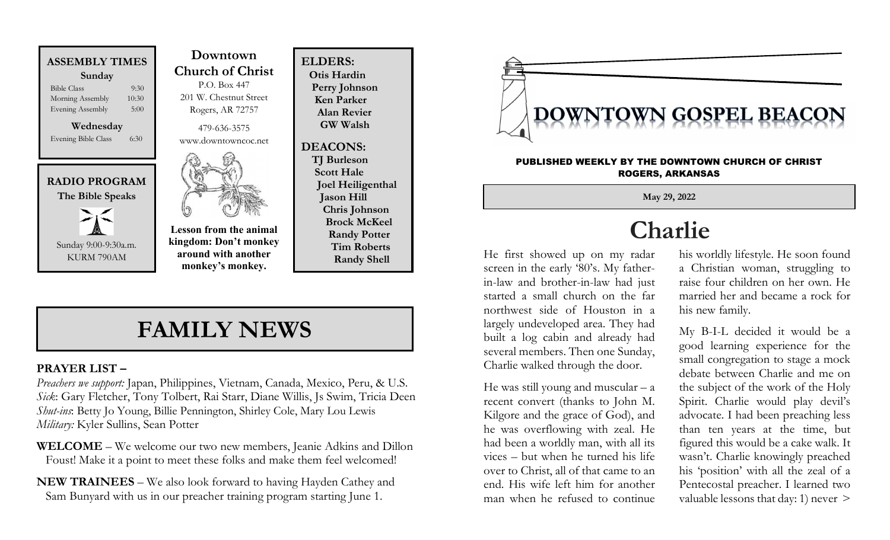**ASSEMBLY TIMES**

**Sunday**

| | |
|---|---|
| Bible Class | 9:30 |
| Morning Assembly | 10:30 |
| Evening Assembly | 5:00 |

**Wednesday**

| | |
|---|---|
| Evening Bible Class | 6:30 |

**RADIO PROGRAM**

**The Bible Speaks**

Sunday 9:00-9:30a.m.
KURM 790AM

**Downtown Church of Christ**

P.O. Box 447
201 W. Chestnut Street
Rogers, AR 72757

479-636-3575
www.downtowncoc.net

**Lesson from the animal kingdom: Don't monkey around with another monkey's monkey.**

**ELDERS:**
Otis Hardin
Perry Johnson
Ken Parker
Alan Revier
GW Walsh

**DEACONS:**
TJ Burleson
Scott Hale
Joel Heiligenthal
Jason Hill
Chris Johnson
Brock McKeel
Randy Potter
Tim Roberts
Randy Shell

# FAMILY NEWS

**PRAYER LIST –**

*Preachers we support:* Japan, Philippines, Vietnam, Canada, Mexico, Peru, & U.S.
*Sick*: Gary Fletcher, Tony Tolbert, Rai Starr, Diane Willis, Js Swim, Tricia Deen
*Shut-ins*: Betty Jo Young, Billie Pennington, Shirley Cole, Mary Lou Lewis
*Military:* Kyler Sullins, Sean Potter

**WELCOME** – We welcome our two new members, Jeanie Adkins and Dillon Foust! Make it a point to meet these folks and make them feel welcomed!

**NEW TRAINEES** – We also look forward to having Hayden Cathey and Sam Bunyard with us in our preacher training program starting June 1.

# DOWNTOWN GOSPEL BEACON

PUBLISHED WEEKLY BY THE DOWNTOWN CHURCH OF CHRIST ROGERS, ARKANSAS

**May 29, 2022**

## Charlie

He first showed up on my radar screen in the early '80's. My father-in-law and brother-in-law had just started a small church on the far northwest side of Houston in a largely undeveloped area. They had built a log cabin and already had several members. Then one Sunday, Charlie walked through the door.

He was still young and muscular – a recent convert (thanks to John M. Kilgore and the grace of God), and he was overflowing with zeal. He had been a worldly man, with all its vices – but when he turned his life over to Christ, all of that came to an end. His wife left him for another man when he refused to continue his worldly lifestyle. He soon found a Christian woman, struggling to raise four children on her own. He married her and became a rock for his new family.

My B-I-L decided it would be a good learning experience for the small congregation to stage a mock debate between Charlie and me on the subject of the work of the Holy Spirit. Charlie would play devil's advocate. I had been preaching less than ten years at the time, but figured this would be a cake walk. It wasn't. Charlie knowingly preached his 'position' with all the zeal of a Pentecostal preacher. I learned two valuable lessons that day: 1) never >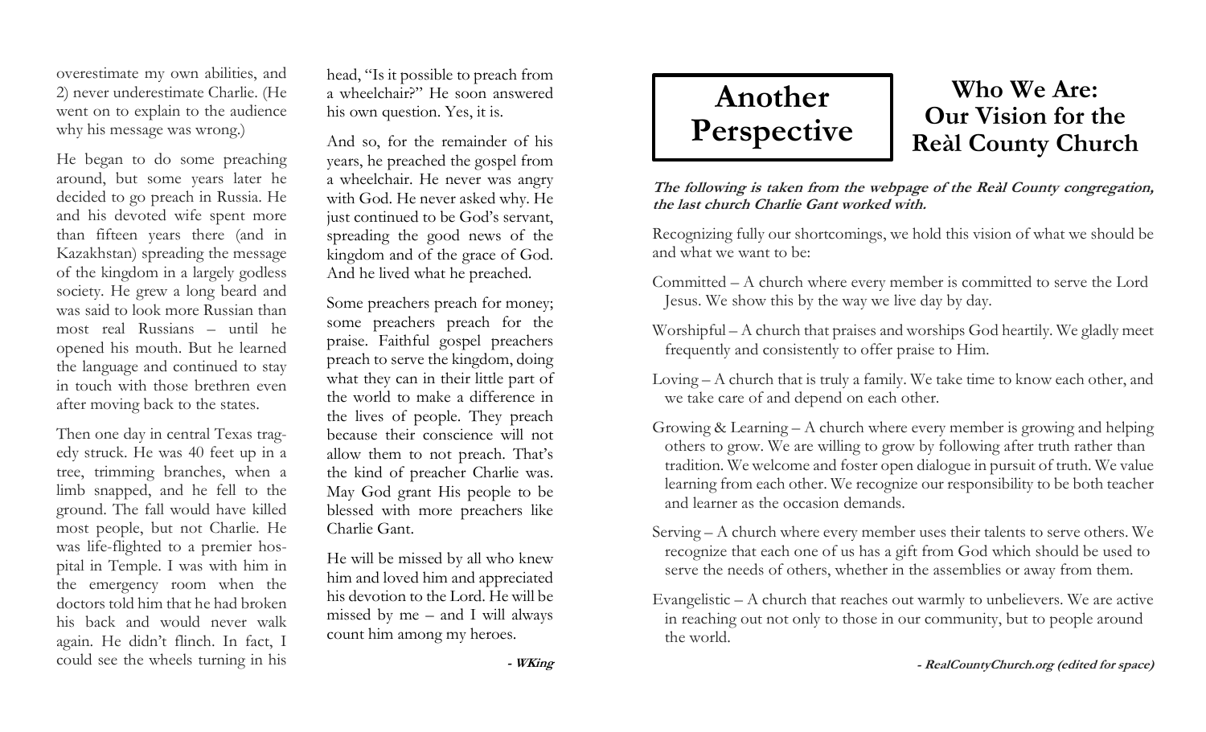overestimate my own abilities, and 2) never underestimate Charlie. (He went on to explain to the audience why his message was wrong.)

He began to do some preaching around, but some years later he decided to go preach in Russia. He and his devoted wife spent more than fifteen years there (and in Kazakhstan) spreading the message of the kingdom in a largely godless society. He grew a long beard and was said to look more Russian than most real Russians – until he opened his mouth. But he learned the language and continued to stay in touch with those brethren even after moving back to the states.

Then one day in central Texas tragedy struck. He was 40 feet up in a tree, trimming branches, when a limb snapped, and he fell to the ground. The fall would have killed most people, but not Charlie. He was life-flighted to a premier hospital in Temple. I was with him in the emergency room when the doctors told him that he had broken his back and would never walk again. He didn't flinch. In fact, I could see the wheels turning in his head, "Is it possible to preach from a wheelchair?" He soon answered his own question. Yes, it is.

And so, for the remainder of his years, he preached the gospel from a wheelchair. He never was angry with God. He never asked why. He just continued to be God's servant, spreading the good news of the kingdom and of the grace of God. And he lived what he preached.

Some preachers preach for money; some preachers preach for the praise. Faithful gospel preachers preach to serve the kingdom, doing what they can in their little part of the world to make a difference in the lives of people. They preach because their conscience will not allow them to not preach. That's the kind of preacher Charlie was. May God grant His people to be blessed with more preachers like Charlie Gant.

He will be missed by all who knew him and loved him and appreciated his devotion to the Lord. He will be missed by me – and I will always count him among my heroes.

**- WKing**

# Another Perspective

## Who We Are: Our Vision for the Reàl County Church

***The following is taken from the webpage of the Reàl County congregation, the last church Charlie Gant worked with.***

Recognizing fully our shortcomings, we hold this vision of what we should be and what we want to be:

Committed – A church where every member is committed to serve the Lord Jesus. We show this by the way we live day by day.

Worshipful – A church that praises and worships God heartily. We gladly meet frequently and consistently to offer praise to Him.

Loving – A church that is truly a family. We take time to know each other, and we take care of and depend on each other.

Growing & Learning – A church where every member is growing and helping others to grow. We are willing to grow by following after truth rather than tradition. We welcome and foster open dialogue in pursuit of truth. We value learning from each other. We recognize our responsibility to be both teacher and learner as the occasion demands.

Serving – A church where every member uses their talents to serve others. We recognize that each one of us has a gift from God which should be used to serve the needs of others, whether in the assemblies or away from them.

Evangelistic – A church that reaches out warmly to unbelievers. We are active in reaching out not only to those in our community, but to people around the world.

***- RealCountyChurch.org (edited for space)***